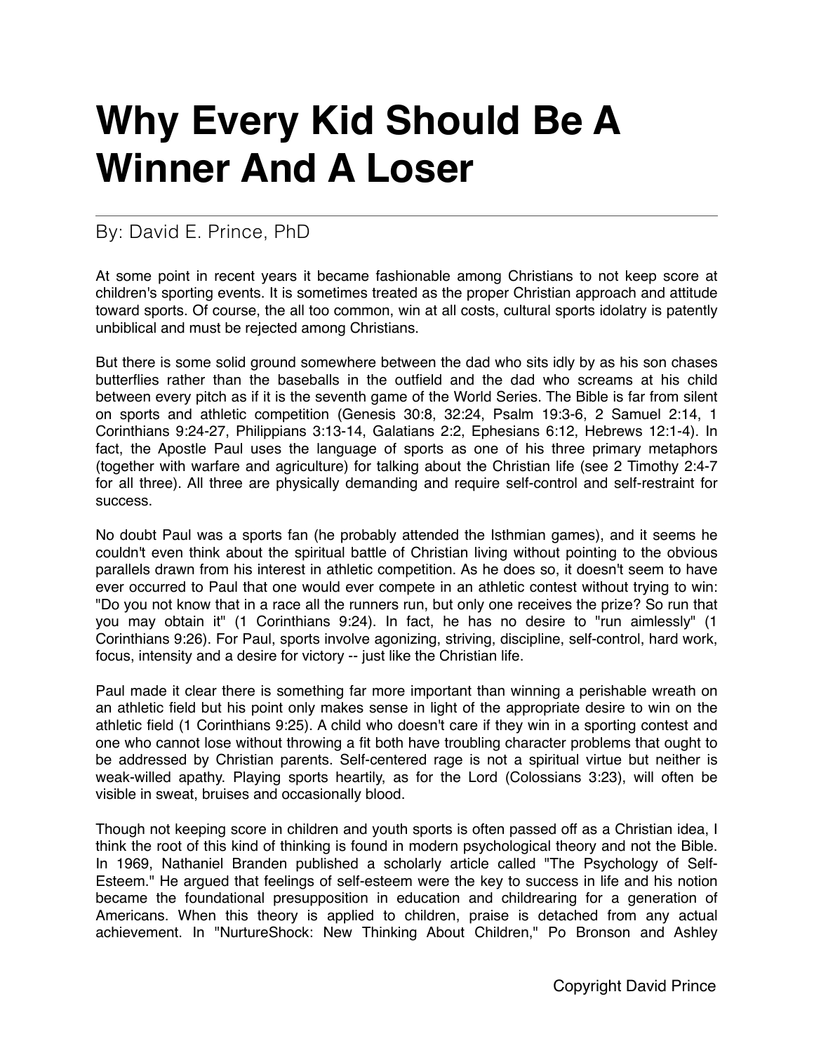# Why Every Kid Should Be A Winner And A Loser

By: David E. Prince, PhD

At some point in recent years it became fashionable among Christians to not keep score at children's sporting events. It is sometimes treated as the proper Christian approach and attitude toward sports. Of course, the all too common, win at all costs, cultural sports idolatry is patently unbiblical and must be rejected among Christians.

But there is some solid ground somewhere between the dad who sits idly by as his son chases butterflies rather than the baseballs in the outfield and the dad who screams at his child between every pitch as if it is the seventh game of the World Series. The Bible is far from silent on sports and athletic competition (Genesis 30:8, 32:24, Psalm 19:3-6, 2 Samuel 2:14, 1 Corinthians 9:24-27, Philippians 3:13-14, Galatians 2:2, Ephesians 6:12, Hebrews 12:1-4). In fact, the Apostle Paul uses the language of sports as one of his three primary metaphors (together with warfare and agriculture) for talking about the Christian life (see 2 Timothy 2:4-7 for all three). All three are physically demanding and require self-control and self-restraint for success.

No doubt Paul was a sports fan (he probably attended the Isthmian games), and it seems he couldn't even think about the spiritual battle of Christian living without pointing to the obvious parallels drawn from his interest in athletic competition. As he does so, it doesn't seem to have ever occurred to Paul that one would ever compete in an athletic contest without trying to win: "Do you not know that in a race all the runners run, but only one receives the prize? So run that you may obtain it" (1 Corinthians 9:24). In fact, he has no desire to "run aimlessly" (1 Corinthians 9:26). For Paul, sports involve agonizing, striving, discipline, self-control, hard work, focus, intensity and a desire for victory -- just like the Christian life.

Paul made it clear there is something far more important than winning a perishable wreath on an athletic field but his point only makes sense in light of the appropriate desire to win on the athletic field (1 Corinthians 9:25). A child who doesn't care if they win in a sporting contest and one who cannot lose without throwing a fit both have troubling character problems that ought to be addressed by Christian parents. Self-centered rage is not a spiritual virtue but neither is weak-willed apathy. Playing sports heartily, as for the Lord (Colossians 3:23), will often be visible in sweat, bruises and occasionally blood.

Though not keeping score in children and youth sports is often passed off as a Christian idea, I think the root of this kind of thinking is found in modern psychological theory and not the Bible. In 1969, Nathaniel Branden published a scholarly article called "The Psychology of Self-Esteem." He argued that feelings of self-esteem were the key to success in life and his notion became the foundational presupposition in education and childrearing for a generation of Americans. When this theory is applied to children, praise is detached from any actual achievement. In "NurtureShock: New Thinking About Children," Po Bronson and Ashley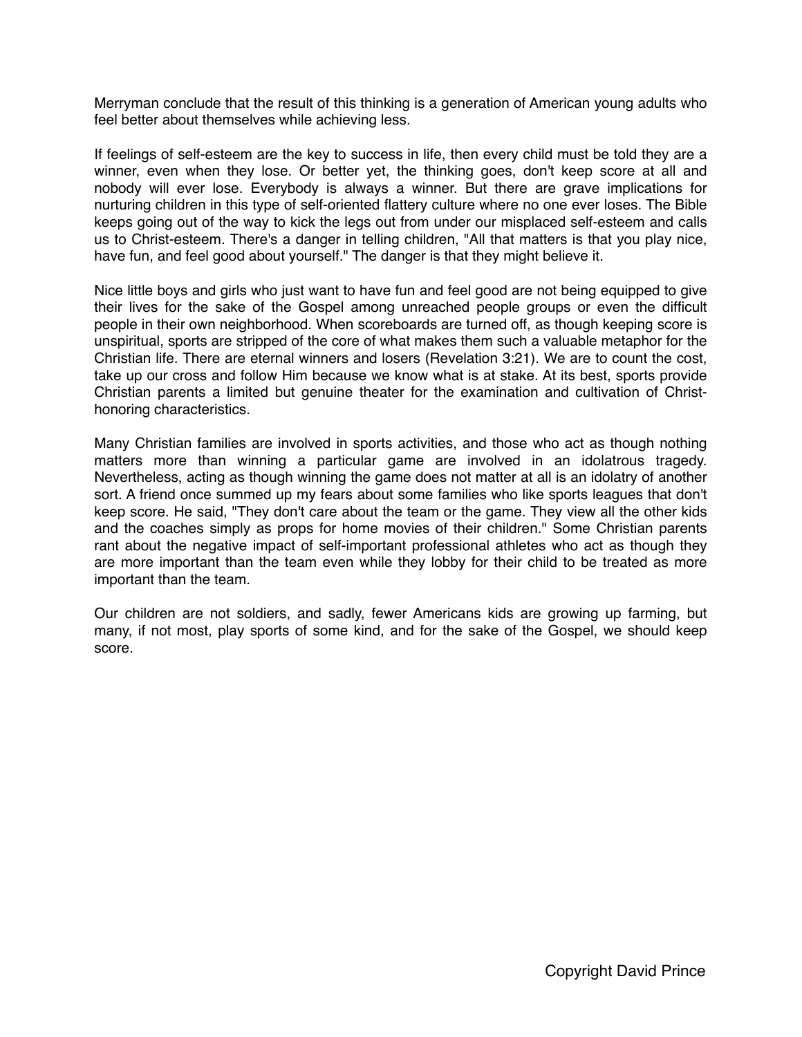Merryman conclude that the result of this thinking is a generation of American young adults who feel better about themselves while achieving less.

If feelings of self-esteem are the key to success in life, then every child must be told they are a winner, even when they lose. Or better yet, the thinking goes, don't keep score at all and nobody will ever lose. Everybody is always a winner. But there are grave implications for nurturing children in this type of self-oriented flattery culture where no one ever loses. The Bible keeps going out of the way to kick the legs out from under our misplaced self-esteem and calls us to Christ-esteem. There's a danger in telling children, "All that matters is that you play nice, have fun, and feel good about yourself." The danger is that they might believe it.

Nice little boys and girls who just want to have fun and feel good are not being equipped to give their lives for the sake of the Gospel among unreached people groups or even the difficult people in their own neighborhood. When scoreboards are turned off, as though keeping score is unspiritual, sports are stripped of the core of what makes them such a valuable metaphor for the Christian life. There are eternal winners and losers (Revelation 3:21). We are to count the cost, take up our cross and follow Him because we know what is at stake. At its best, sports provide Christian parents a limited but genuine theater for the examination and cultivation of Christ-honoring characteristics.

Many Christian families are involved in sports activities, and those who act as though nothing matters more than winning a particular game are involved in an idolatrous tragedy. Nevertheless, acting as though winning the game does not matter at all is an idolatry of another sort. A friend once summed up my fears about some families who like sports leagues that don't keep score. He said, "They don't care about the team or the game. They view all the other kids and the coaches simply as props for home movies of their children." Some Christian parents rant about the negative impact of self-important professional athletes who act as though they are more important than the team even while they lobby for their child to be treated as more important than the team.

Our children are not soldiers, and sadly, fewer Americans kids are growing up farming, but many, if not most, play sports of some kind, and for the sake of the Gospel, we should keep score.

Copyright David Prince